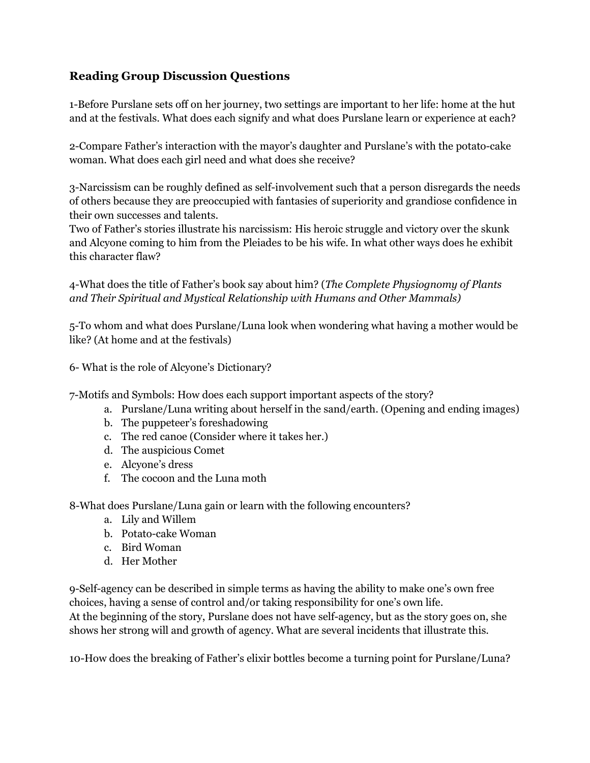## Reading Group Discussion Questions

1-Before Purslane sets off on her journey, two settings are important to her life: home at the hut and at the festivals. What does each signify and what does Purslane learn or experience at each?

2-Compare Father's interaction with the mayor's daughter and Purslane's with the potato-cake woman. What does each girl need and what does she receive?

3-Narcissism can be roughly defined as self-involvement such that a person disregards the needs of others because they are preoccupied with fantasies of superiority and grandiose confidence in their own successes and talents.
Two of Father's stories illustrate his narcissism: His heroic struggle and victory over the skunk and Alcyone coming to him from the Pleiades to be his wife. In what other ways does he exhibit this character flaw?

4-What does the title of Father's book say about him? (*The Complete Physiognomy of Plants and Their Spiritual and Mystical Relationship with Humans and Other Mammals)*

5-To whom and what does Purslane/Luna look when wondering what having a mother would be like? (At home and at the festivals)

6- What is the role of Alcyone's Dictionary?

7-Motifs and Symbols: How does each support important aspects of the story?

a. Purslane/Luna writing about herself in the sand/earth. (Opening and ending images)
b. The puppeteer's foreshadowing
c. The red canoe (Consider where it takes her.)
d. The auspicious Comet
e. Alcyone's dress
f. The cocoon and the Luna moth

8-What does Purslane/Luna gain or learn with the following encounters?

a. Lily and Willem
b. Potato-cake Woman
c. Bird Woman
d. Her Mother

9-Self-agency can be described in simple terms as having the ability to make one's own free choices, having a sense of control and/or taking responsibility for one's own life.
At the beginning of the story, Purslane does not have self-agency, but as the story goes on, she shows her strong will and growth of agency. What are several incidents that illustrate this.

10-How does the breaking of Father's elixir bottles become a turning point for Purslane/Luna?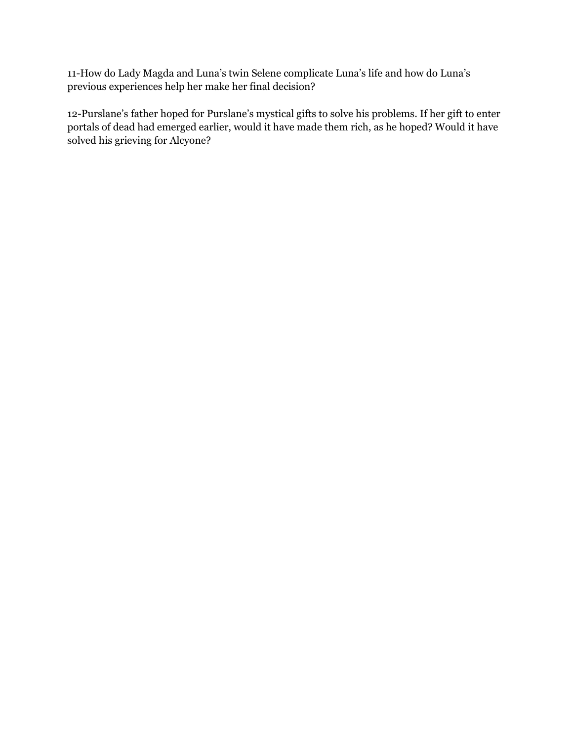11-How do Lady Magda and Luna's twin Selene complicate Luna's life and how do Luna's previous experiences help her make her final decision?

12-Purslane's father hoped for Purslane's mystical gifts to solve his problems. If her gift to enter portals of dead had emerged earlier, would it have made them rich, as he hoped? Would it have solved his grieving for Alcyone?